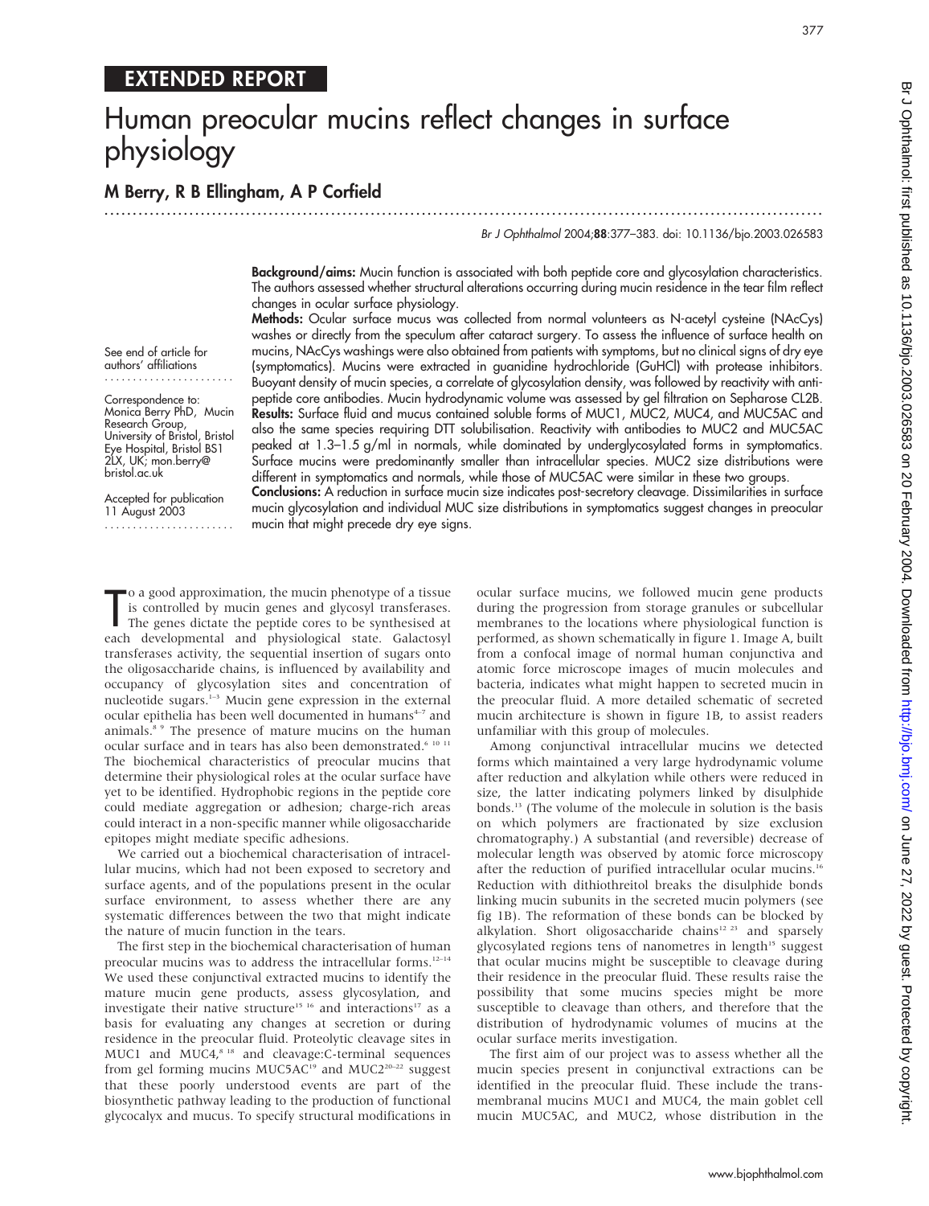EXTENDED REPORT

# Human preocular mucins reflect changes in surface physiology

## M Berry, R B Ellingham, A P Corfield

Br J Ophthalmol 2004;88:377–383. doi: 10.1136/bjo.2003.026583

See end of article for authors' affiliations

Correspondence to: Monica Berry PhD, Mucin Research Group, University of Bristol, Bristol Eye Hospital, Bristol BS1 2LX, UK; mon.berry@bristol.ac.uk

Accepted for publication 11 August 2003

**Background/aims:** Mucin function is associated with both peptide core and glycosylation characteristics. The authors assessed whether structural alterations occurring during mucin residence in the tear film reflect changes in ocular surface physiology.

**Methods:** Ocular surface mucus was collected from normal volunteers as N-acetyl cysteine (NAcCys) washes or directly from the speculum after cataract surgery. To assess the influence of surface health on mucins, NAcCys washings were also obtained from patients with symptoms, but no clinical signs of dry eye (symptomatics). Mucins were extracted in guanidine hydrochloride (GuHCl) with protease inhibitors. Buoyant density of mucin species, a correlate of glycosylation density, was followed by reactivity with anti-peptide core antibodies. Mucin hydrodynamic volume was assessed by gel filtration on Sepharose CL2B.

**Results:** Surface fluid and mucus contained soluble forms of MUC1, MUC2, MUC4, and MUC5AC and also the same species requiring DTT solubilisation. Reactivity with antibodies to MUC2 and MUC5AC peaked at 1.3–1.5 g/ml in normals, while dominated by underglycosylated forms in symptomatics. Surface mucins were predominantly smaller than intracellular species. MUC2 size distributions were different in symptomatics and normals, while those of MUC5AC were similar in these two groups.

**Conclusions:** A reduction in surface mucin size indicates post-secretory cleavage. Dissimilarities in surface mucin glycosylation and individual MUC size distributions in symptomatics suggest changes in preocular mucin that might precede dry eye signs.

To a good approximation, the mucin phenotype of a tissue is controlled by mucin genes and glycosyl transferases. The genes dictate the peptide cores to be synthesised at each developmental and physiological state. Galactosyl transferases activity, the sequential insertion of sugars onto the oligosaccharide chains, is influenced by availability and occupancy of glycosylation sites and concentration of nucleotide sugars.[1–3] Mucin gene expression in the external ocular epithelia has been well documented in humans[4–7] and animals.[8 9] The presence of mature mucins on the human ocular surface and in tears has also been demonstrated.[6 10 11] The biochemical characteristics of preocular mucins that determine their physiological roles at the ocular surface have yet to be identified. Hydrophobic regions in the peptide core could mediate aggregation or adhesion; charge-rich areas could interact in a non-specific manner while oligosaccharide epitopes might mediate specific adhesions.

We carried out a biochemical characterisation of intracellular mucins, which had not been exposed to secretory and surface agents, and of the populations present in the ocular surface environment, to assess whether there are any systematic differences between the two that might indicate the nature of mucin function in the tears.

The first step in the biochemical characterisation of human preocular mucins was to address the intracellular forms.[12–14] We used these conjunctival extracted mucins to identify the mature mucin gene products, assess glycosylation, and investigate their native structure[15 16] and interactions[17] as a basis for evaluating any changes at secretion or during residence in the preocular fluid. Proteolytic cleavage sites in MUC1 and MUC4,[8 18] and cleavage:C-terminal sequences from gel forming mucins MUC5AC[19] and MUC2[20–22] suggest that these poorly understood events are part of the biosynthetic pathway leading to the production of functional glycocalyx and mucus. To specify structural modifications in ocular surface mucins, we followed mucin gene products during the progression from storage granules or subcellular membranes to the locations where physiological function is performed, as shown schematically in figure 1. Image A, built from a confocal image of normal human conjunctiva and atomic force microscope images of mucin molecules and bacteria, indicates what might happen to secreted mucin in the preocular fluid. A more detailed schematic of secreted mucin architecture is shown in figure 1B, to assist readers unfamiliar with this group of molecules.

Among conjunctival intracellular mucins we detected forms which maintained a very large hydrodynamic volume after reduction and alkylation while others were reduced in size, the latter indicating polymers linked by disulphide bonds.[13] (The volume of the molecule in solution is the basis on which polymers are fractionated by size exclusion chromatography.) A substantial (and reversible) decrease of molecular length was observed by atomic force microscopy after the reduction of purified intracellular ocular mucins.[16] Reduction with dithiothreitol breaks the disulphide bonds linking mucin subunits in the secreted mucin polymers (see fig 1B). The reformation of these bonds can be blocked by alkylation. Short oligosaccharide chains[12 23] and sparsely glycosylated regions tens of nanometres in length[15] suggest that ocular mucins might be susceptible to cleavage during their residence in the preocular fluid. These results raise the possibility that some mucins species might be more susceptible to cleavage than others, and therefore that the distribution of hydrodynamic volumes of mucins at the ocular surface merits investigation.

The first aim of our project was to assess whether all the mucin species present in conjunctival extractions can be identified in the preocular fluid. These include the transmembranal mucins MUC1 and MUC4, the main goblet cell mucin MUC5AC, and MUC2, whose distribution in the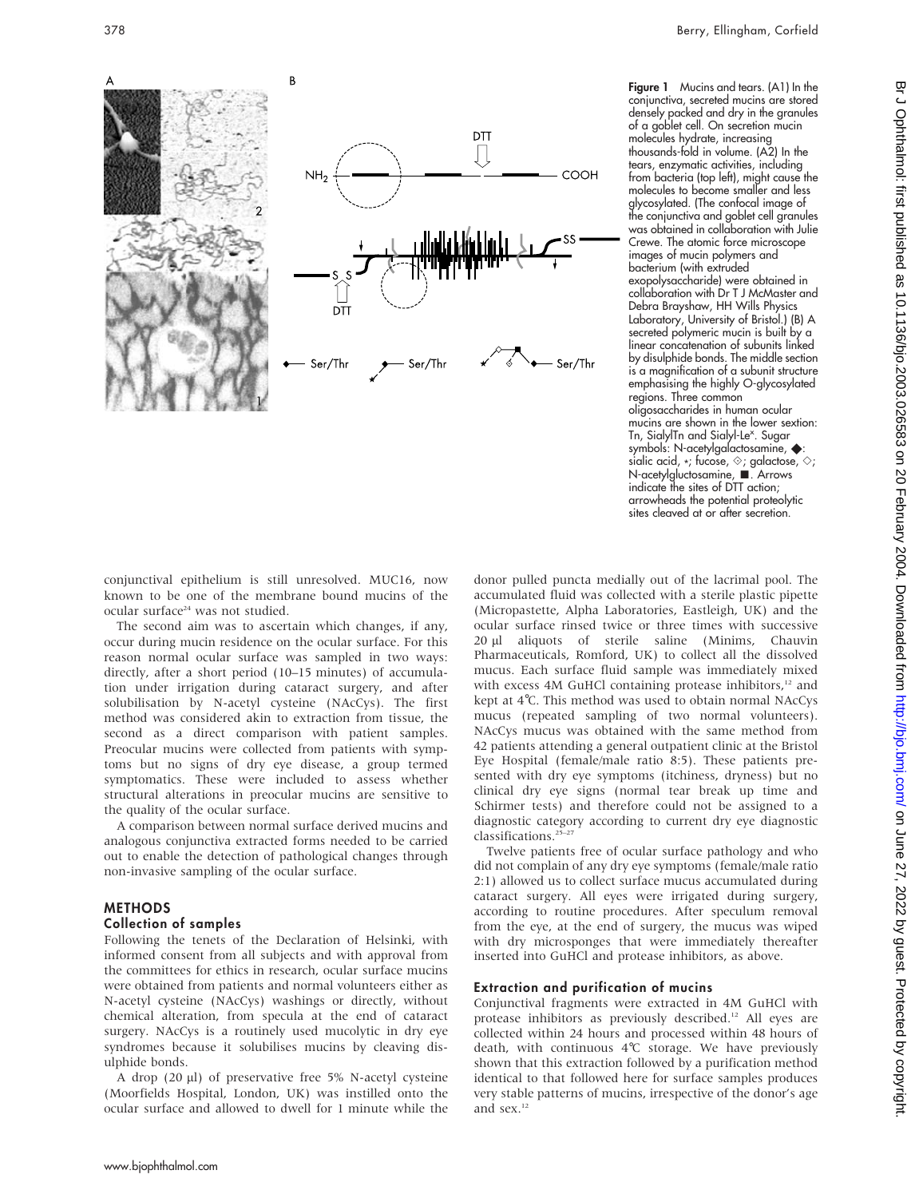Figure 1 Mucins and tears. (A1) In the conjunctiva, secreted mucins are stored densely packed and dry in the granules of a goblet cell. On secretion mucin molecules hydrate, increasing thousands-fold in volume. (A2) In the tears, enzymatic activities, including from bacteria (top left), might cause the molecules to become smaller and less glycosylated. (The confocal image of the conjunctiva and goblet cell granules was obtained in collaboration with Julie Crewe. The atomic force microscope images of mucin polymers and bacterium (with extruded exopolysaccharide) were obtained in collaboration with Dr T J McMaster and Debra Brayshaw, HH Wills Physics Laboratory, University of Bristol.) (B) A secreted polymeric mucin is built by a linear concatenation of subunits linked by disulphide bonds. The middle section is a magnification of a subunit structure emphasising the highly O-glycosylated regions. Three common oligosaccharides in human ocular mucins are shown in the lower sextion: Tn, SialylTn and Sialyl-Le$^x$. Sugar symbols: N-acetylgalactosamine, ◆: sialic acid, ⋆; fucose, ◇; galactose, ◇; N-acetylgluctosamine, ■. Arrows indicate the sites of DTT action; arrowheads the potential proteolytic sites cleaved at or after secretion.

conjunctival epithelium is still unresolved. MUC16, now known to be one of the membrane bound mucins of the ocular surface[24] was not studied.

The second aim was to ascertain which changes, if any, occur during mucin residence on the ocular surface. For this reason normal ocular surface was sampled in two ways: directly, after a short period (10–15 minutes) of accumulation under irrigation during cataract surgery, and after solubilisation by N-acetyl cysteine (NAcCys). The first method was considered akin to extraction from tissue, the second as a direct comparison with patient samples. Preocular mucins were collected from patients with symptoms but no signs of dry eye disease, a group termed symptomatics. These were included to assess whether structural alterations in preocular mucins are sensitive to the quality of the ocular surface.

A comparison between normal surface derived mucins and analogous conjunctiva extracted forms needed to be carried out to enable the detection of pathological changes through non-invasive sampling of the ocular surface.

## METHODS

### Collection of samples

Following the tenets of the Declaration of Helsinki, with informed consent from all subjects and with approval from the committees for ethics in research, ocular surface mucins were obtained from patients and normal volunteers either as N-acetyl cysteine (NAcCys) washings or directly, without chemical alteration, from specula at the end of cataract surgery. NAcCys is a routinely used mucolytic in dry eye syndromes because it solubilises mucins by cleaving disulphide bonds.

A drop (20 μl) of preservative free 5% N-acetyl cysteine (Moorfields Hospital, London, UK) was instilled onto the ocular surface and allowed to dwell for 1 minute while the donor pulled puncta medially out of the lacrimal pool. The accumulated fluid was collected with a sterile plastic pipette (Micropastette, Alpha Laboratories, Eastleigh, UK) and the ocular surface rinsed twice or three times with successive 20 μl aliquots of sterile saline (Minims, Chauvin Pharmaceuticals, Romford, UK) to collect all the dissolved mucus. Each surface fluid sample was immediately mixed with excess 4M GuHCl containing protease inhibitors,[12] and kept at 4°C. This method was used to obtain normal NAcCys mucus (repeated sampling of two normal volunteers). NAcCys mucus was obtained with the same method from 42 patients attending a general outpatient clinic at the Bristol Eye Hospital (female/male ratio 8:5). These patients presented with dry eye symptoms (itchiness, dryness) but no clinical dry eye signs (normal tear break up time and Schirmer tests) and therefore could not be assigned to a diagnostic category according to current dry eye diagnostic classifications.[25–27]

Twelve patients free of ocular surface pathology and who did not complain of any dry eye symptoms (female/male ratio 2:1) allowed us to collect surface mucus accumulated during cataract surgery. All eyes were irrigated during surgery, according to routine procedures. After speculum removal from the eye, at the end of surgery, the mucus was wiped with dry microsponges that were immediately thereafter inserted into GuHCl and protease inhibitors, as above.

### Extraction and purification of mucins

Conjunctival fragments were extracted in 4M GuHCl with protease inhibitors as previously described.[12] All eyes are collected within 24 hours and processed within 48 hours of death, with continuous 4°C storage. We have previously shown that this extraction followed by a purification method identical to that followed here for surface samples produces very stable patterns of mucins, irrespective of the donor's age and sex.[12]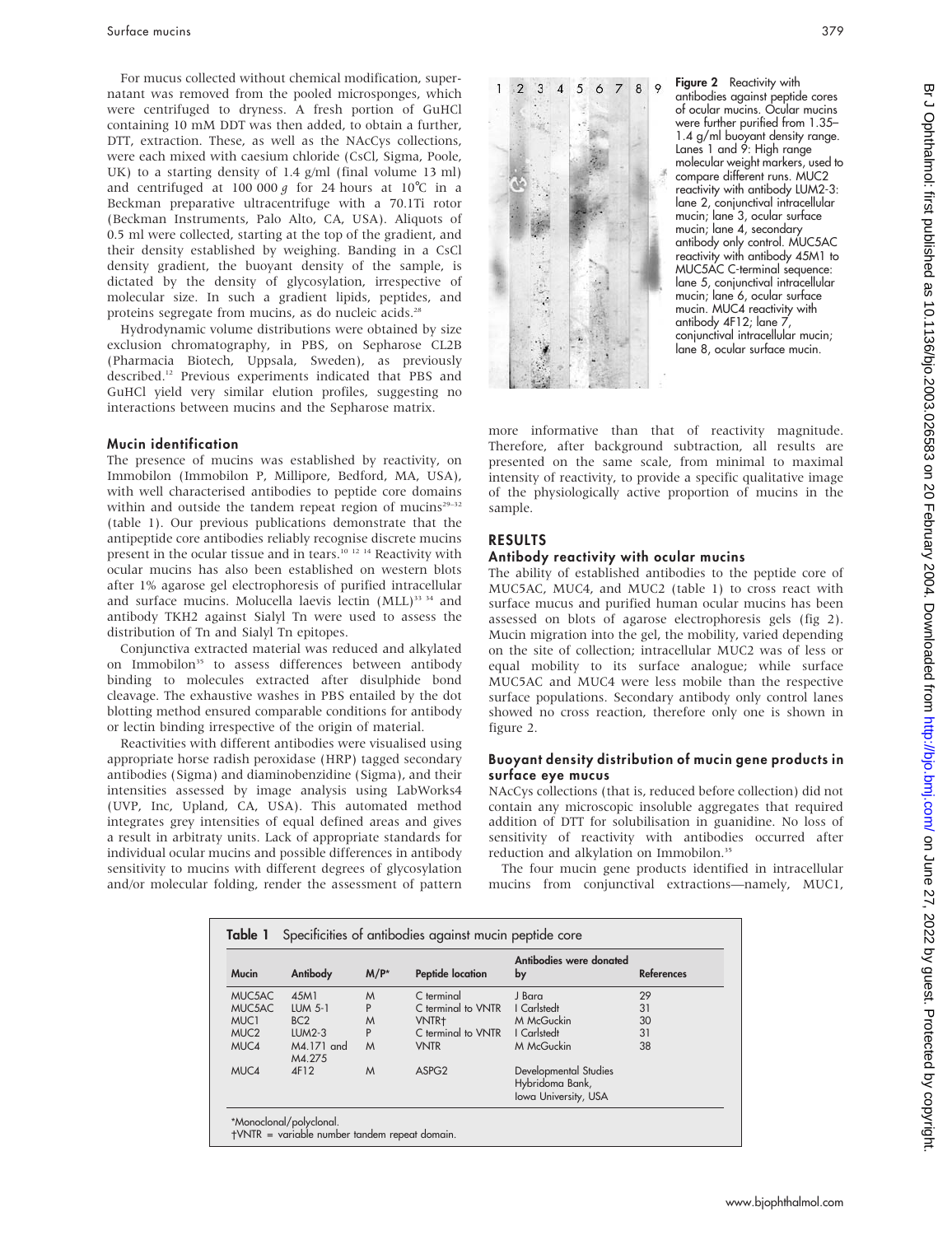For mucus collected without chemical modification, supernatant was removed from the pooled microsponges, which were centrifuged to dryness. A fresh portion of GuHCl containing 10 mM DDT was then added, to obtain a further, DTT, extraction. These, as well as the NAcCys collections, were each mixed with caesium chloride (CsCl, Sigma, Poole, UK) to a starting density of 1.4 g/ml (final volume 13 ml) and centrifuged at 100 000 *g* for 24 hours at 10°C in a Beckman preparative ultracentrifuge with a 70.1Ti rotor (Beckman Instruments, Palo Alto, CA, USA). Aliquots of 0.5 ml were collected, starting at the top of the gradient, and their density established by weighing. Banding in a CsCl density gradient, the buoyant density of the sample, is dictated by the density of glycosylation, irrespective of molecular size. In such a gradient lipids, peptides, and proteins segregate from mucins, as do nucleic acids.[28]

Hydrodynamic volume distributions were obtained by size exclusion chromatography, in PBS, on Sepharose CL2B (Pharmacia Biotech, Uppsala, Sweden), as previously described.[12] Previous experiments indicated that PBS and GuHCl yield very similar elution profiles, suggesting no interactions between mucins and the Sepharose matrix.

### Mucin identification

The presence of mucins was established by reactivity, on Immobilon (Immobilon P, Millipore, Bedford, MA, USA), with well characterised antibodies to peptide core domains within and outside the tandem repeat region of mucins[29–32] (table 1). Our previous publications demonstrate that the antipeptide core antibodies reliably recognise discrete mucins present in the ocular tissue and in tears.[10 12 14] Reactivity with ocular mucins has also been established on western blots after 1% agarose gel electrophoresis of purified intracellular and surface mucins. Molucella laevis lectin (MLL)[33 34] and antibody TKH2 against Sialyl Tn were used to assess the distribution of Tn and Sialyl Tn epitopes.

Conjunctiva extracted material was reduced and alkylated on Immobilon[35] to assess differences between antibody binding to molecules extracted after disulphide bond cleavage. The exhaustive washes in PBS entailed by the dot blotting method ensured comparable conditions for antibody or lectin binding irrespective of the origin of material.

Reactivities with different antibodies were visualised using appropriate horse radish peroxidase (HRP) tagged secondary antibodies (Sigma) and diaminobenzidine (Sigma), and their intensities assessed by image analysis using LabWorks4 (UVP, Inc, Upland, CA, USA). This automated method integrates grey intensities of equal defined areas and gives a result in arbitrary units. Lack of appropriate standards for individual ocular mucins and possible differences in antibody sensitivity to mucins with different degrees of glycosylation and/or molecular folding, render the assessment of pattern more informative than that of reactivity magnitude. Therefore, after background subtraction, all results are presented on the same scale, from minimal to maximal intensity of reactivity, to provide a specific qualitative image of the physiologically active proportion of mucins in the sample.

**Figure 2** Reactivity with antibodies against peptide cores of ocular mucins. Ocular mucins were further purified from 1.35–1.4 g/ml buoyant density range. Lanes 1 and 9: High range molecular weight markers, used to compare different runs. MUC2 reactivity with antibody LUM2-3: lane 2, conjunctival intracellular mucin; lane 3, ocular surface mucin; lane 4, secondary antibody only control. MUC5AC reactivity with antibody 45M1 to MUC5AC C-terminal sequence: lane 5, conjunctival intracellular mucin; lane 6, ocular surface mucin. MUC4 reactivity with antibody 4F12; lane 7, conjunctival intracellular mucin; lane 8, ocular surface mucin.

## RESULTS

### Antibody reactivity with ocular mucins

The ability of established antibodies to the peptide core of MUC5AC, MUC4, and MUC2 (table 1) to cross react with surface mucus and purified human ocular mucins has been assessed on blots of agarose electrophoresis gels (fig 2). Mucin migration into the gel, the mobility, varied depending on the site of collection; intracellular MUC2 was of less or equal mobility to its surface analogue; while surface MUC5AC and MUC4 were less mobile than the respective surface populations. Secondary antibody only control lanes showed no cross reaction, therefore only one is shown in figure 2.

### Buoyant density distribution of mucin gene products in surface eye mucus

NAcCys collections (that is, reduced before collection) did not contain any microscopic insoluble aggregates that required addition of DTT for solubilisation in guanidine. No loss of sensitivity of reactivity with antibodies occurred after reduction and alkylation on Immobilon.[35]

The four mucin gene products identified in intracellular mucins from conjunctival extractions—namely, MUC1,

**Table 1** Specificities of antibodies against mucin peptide core

| Mucin | Antibody | M/P* | Peptide location | Antibodies were donated by | References |
|---|---|---|---|---|---|
| MUC5AC | 45M1 | M | C terminal | J Bara | 29 |
| MUC5AC | LUM 5-1 | P | C terminal to VNTR | I Carlstedt | 31 |
| MUC1 | BC2 | M | VNTR† | M McGuckin | 30 |
| MUC2 | LUM2-3 | P | C terminal to VNTR | I Carlstedt | 31 |
| MUC4 | M4.171 and M4.275 | M | VNTR | M McGuckin | 38 |
| MUC4 | 4F12 | M | ASPG2 | Developmental Studies Hybridoma Bank, Iowa University, USA | |

*Monoclonal/polyclonal.
†VNTR = variable number tandem repeat domain.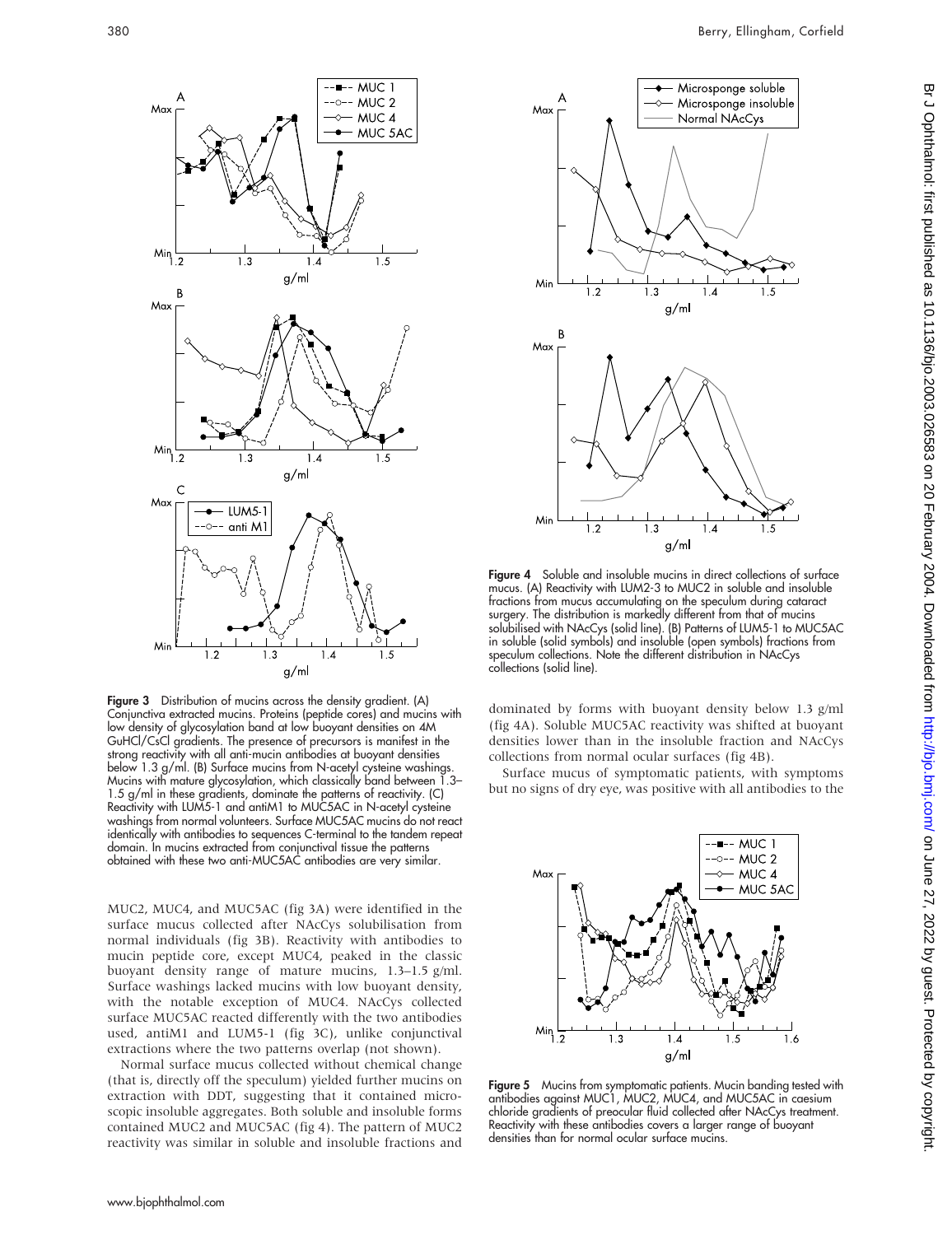**Figure 3** Distribution of mucins across the density gradient. (A) Conjunctiva extracted mucins. Proteins (peptide cores) and mucins with low density of glycosylation band at low buoyant densities on 4M GuHCl/CsCl gradients. The presence of precursors is manifest in the strong reactivity with all anti-mucin antibodies at buoyant densities below 1.3 g/ml. (B) Surface mucins from N-acetyl cysteine washings. Mucins with mature glycosylation, which classically band between 1.3–1.5 g/ml in these gradients, dominate the patterns of reactivity. (C) Reactivity with LUM5-1 and antiM1 to MUC5AC in N-acetyl cysteine washings from normal volunteers. Surface MUC5AC mucins do not react identically with antibodies to sequences C-terminal to the tandem repeat domain. In mucins extracted from conjunctival tissue the patterns obtained with these two anti-MUC5AC antibodies are very similar.

MUC2, MUC4, and MUC5AC (fig 3A) were identified in the surface mucus collected after NAcCys solubilisation from normal individuals (fig 3B). Reactivity with antibodies to mucin peptide core, except MUC4, peaked in the classic buoyant density range of mature mucins, 1.3–1.5 g/ml. Surface washings lacked mucins with low buoyant density, with the notable exception of MUC4. NAcCys collected surface MUC5AC reacted differently with the two antibodies used, antiM1 and LUM5-1 (fig 3C), unlike conjunctival extractions where the two patterns overlap (not shown).

Normal surface mucus collected without chemical change (that is, directly off the speculum) yielded further mucins on extraction with DDT, suggesting that it contained microscopic insoluble aggregates. Both soluble and insoluble forms contained MUC2 and MUC5AC (fig 4). The pattern of MUC2 reactivity was similar in soluble and insoluble fractions and dominated by forms with buoyant density below 1.3 g/ml (fig 4A). Soluble MUC5AC reactivity was shifted at buoyant densities lower than in the insoluble fraction and NAcCys collections from normal ocular surfaces (fig 4B).

Surface mucus of symptomatic patients, with symptoms but no signs of dry eye, was positive with all antibodies to the

**Figure 4** Soluble and insoluble mucins in direct collections of surface mucus. (A) Reactivity with LUM2-3 to MUC2 in soluble and insoluble fractions from mucus accumulating on the speculum during cataract surgery. The distribution is markedly different from that of mucins solubilised with NAcCys (solid line). (B) Patterns of LUM5-1 to MUC5AC in soluble (solid symbols) and insoluble (open symbols) fractions from speculum collections. Note the different distribution in NAcCys collections (solid line).

**Figure 5** Mucins from symptomatic patients. Mucin banding tested with antibodies against MUC1, MUC2, MUC4, and MUC5AC in caesium chloride gradients of preocular fluid collected after NAcCys treatment. Reactivity with these antibodies covers a larger range of buoyant densities than for normal ocular surface mucins.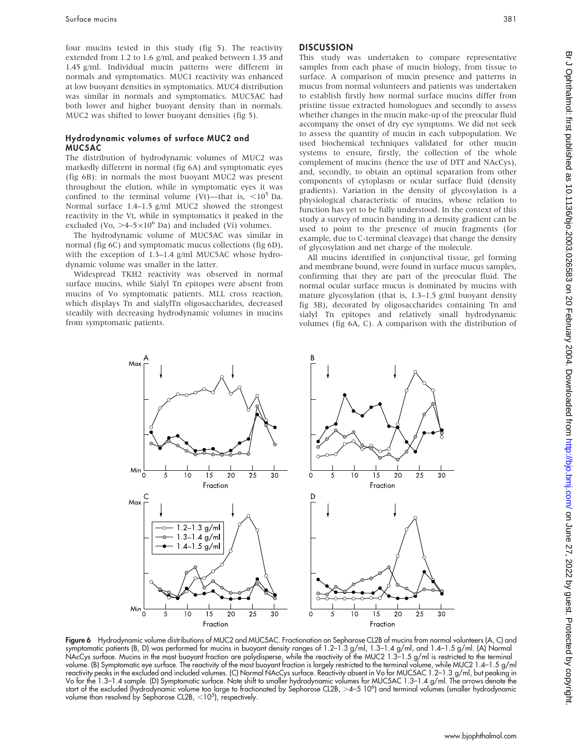four mucins tested in this study (fig 5). The reactivity extended from 1.2 to 1.6 g/ml, and peaked between 1.35 and 1.45 g/ml. Individual mucin patterns were different in normals and symptomatics. MUC1 reactivity was enhanced at low buoyant densities in symptomatics. MUC4 distribution was similar in normals and symptomatics. MUC5AC had both lower and higher buoyant density than in normals. MUC2 was shifted to lower buoyant densities (fig 5).

### Hydrodynamic volumes of surface MUC2 and MUC5AC

The distribution of hydrodynamic volumes of MUC2 was markedly different in normal (fig 6A) and symptomatic eyes (fig 6B): in normals the most buoyant MUC2 was present throughout the elution, while in symptomatic eyes it was confined to the terminal volume (Vt)—that is, $<10^5$ Da. Normal surface 1.4–1.5 g/ml MUC2 showed the strongest reactivity in the Vt, while in symptomatics it peaked in the excluded (Vo, $>4–5\times10^6$ Da) and included (Vi) volumes.

The hydrodynamic volume of MUC5AC was similar in normal (fig 6C) and symptomatic mucus collections (fig 6D), with the exception of 1.3–1.4 g/ml MUC5AC whose hydrodynamic volume was smaller in the latter.

Widespread TKH2 reactivity was observed in normal surface mucins, while Sialyl Tn epitopes were absent from mucins of Vo symptomatic patients. MLL cross reaction, which displays Tn and sialylTn oligosaccharides, decreased steadily with decreasing hydrodynamic volumes in mucins from symptomatic patients.

## DISCUSSION

This study was undertaken to compare representative samples from each phase of mucin biology, from tissue to surface. A comparison of mucin presence and patterns in mucus from normal volunteers and patients was undertaken to establish firstly how normal surface mucins differ from pristine tissue extracted homologues and secondly to assess whether changes in the mucin make-up of the preocular fluid accompany the onset of dry eye symptoms. We did not seek to assess the quantity of mucin in each subpopulation. We used biochemical techniques validated for other mucin systems to ensure, firstly, the collection of the whole complement of mucins (hence the use of DTT and NAcCys), and, secondly, to obtain an optimal separation from other components of cytoplasm or ocular surface fluid (density gradients). Variation in the density of glycosylation is a physiological characteristic of mucins, whose relation to function has yet to be fully understood. In the context of this study a survey of mucin banding in a density gradient can be used to point to the presence of mucin fragments (for example, due to C-terminal cleavage) that change the density of glycosylation and net charge of the molecule.

All mucins identified in conjunctival tissue, gel forming and membrane bound, were found in surface mucus samples, confirming that they are part of the preocular fluid. The normal ocular surface mucus is dominated by mucins with mature glycosylation (that is, 1.3–1.5 g/ml buoyant density fig 3B), decorated by oligosaccharides containing Tn and sialyl Tn epitopes and relatively small hydrodynamic volumes (fig 6A, C). A comparison with the distribution of

**Figure 6** Hydrodynamic volume distributions of MUC2 and MUC5AC. Fractionation on Sepharose CL2B of mucins from normal volunteers (A, C) and symptomatic patients (B, D) was performed for mucins in buoyant density ranges of 1.2–1.3 g/ml, 1.3–1.4 g/ml, and 1.4–1.5 g/ml. (A) Normal NAcCys surface. Mucins in the most buoyant fraction are polydisperse, while the reactivity of the MUC2 1.3–1.5 g/ml is restricted to the terminal volume. (B) Symptomatic eye surface. The reactivity of the most buoyant fraction is largely restricted to the terminal volume, while MUC2 1.4–1.5 g/ml reactivity peaks in the excluded and included volumes. (C) Normal NAcCys surface. Reactivity absent in Vo for MUC5AC 1.2–1.3 g/ml, but peaking in Vo for the 1.3–1.4 sample. (D) Symptomatic surface. Note shift to smaller hydrodynamic volumes for MUC5AC 1.3–1.4 g/ml. The arrows denote the start of the excluded (hydrodynamic volume too large to fractionated by Sepharose CL2B, $>4–5\ 10^6$) and terminal volumes (smaller hydrodynamic volume than resolved by Sepharose CL2B, $<10^5$), respectively.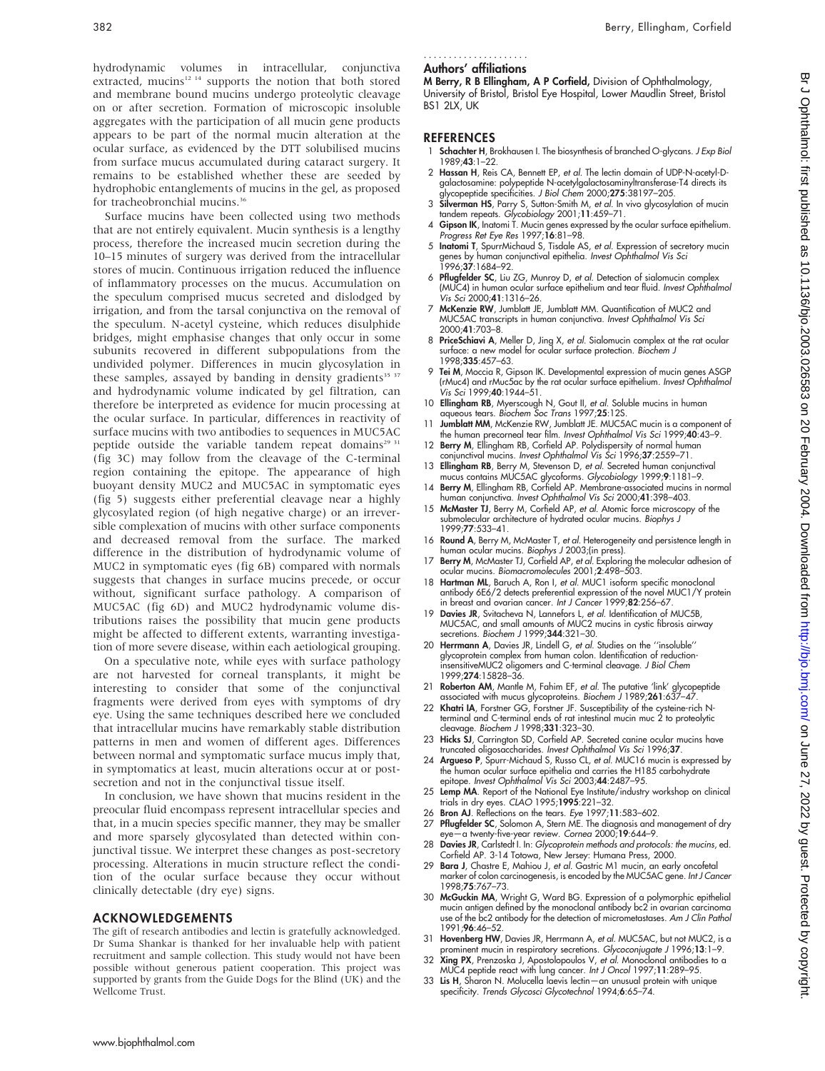hydrodynamic volumes in intracellular, conjunctiva extracted, mucins[12 14] supports the notion that both stored and membrane bound mucins undergo proteolytic cleavage on or after secretion. Formation of microscopic insoluble aggregates with the participation of all mucin gene products appears to be part of the normal mucin alteration at the ocular surface, as evidenced by the DTT solubilised mucins from surface mucus accumulated during cataract surgery. It remains to be established whether these are seeded by hydrophobic entanglements of mucins in the gel, as proposed for tracheobronchial mucins.[36]

Surface mucins have been collected using two methods that are not entirely equivalent. Mucin synthesis is a lengthy process, therefore the increased mucin secretion during the 10–15 minutes of surgery was derived from the intracellular stores of mucin. Continuous irrigation reduced the influence of inflammatory processes on the mucus. Accumulation on the speculum comprised mucus secreted and dislodged by irrigation, and from the tarsal conjunctiva on the removal of the speculum. N-acetyl cysteine, which reduces disulphide bridges, might emphasise changes that only occur in some subunits recovered in different subpopulations from the undivided polymer. Differences in mucin glycosylation in these samples, assayed by banding in density gradients[35 37] and hydrodynamic volume indicated by gel filtration, can therefore be interpreted as evidence for mucin processing at the ocular surface. In particular, differences in reactivity of surface mucins with two antibodies to sequences in MUC5AC peptide outside the variable tandem repeat domains[29 31] (fig 3C) may follow from the cleavage of the C-terminal region containing the epitope. The appearance of high buoyant density MUC2 and MUC5AC in symptomatic eyes (fig 5) suggests either preferential cleavage near a highly glycosylated region (of high negative charge) or an irreversible complexation of mucins with other surface components and decreased removal from the surface. The marked difference in the distribution of hydrodynamic volume of MUC2 in symptomatic eyes (fig 6B) compared with normals suggests that changes in surface mucins precede, or occur without, significant surface pathology. A comparison of MUC5AC (fig 6D) and MUC2 hydrodynamic volume distributions raises the possibility that mucin gene products might be affected to different extents, warranting investigation of more severe disease, within each aetiological grouping.

On a speculative note, while eyes with surface pathology are not harvested for corneal transplants, it might be interesting to consider that some of the conjunctival fragments were derived from eyes with symptoms of dry eye. Using the same techniques described here we concluded that intracellular mucins have remarkably stable distribution patterns in men and women of different ages. Differences between normal and symptomatic surface mucus imply that, in symptomatics at least, mucin alterations occur at or post-secretion and not in the conjunctival tissue itself.

In conclusion, we have shown that mucins resident in the preocular fluid encompass represent intracellular species and that, in a mucin species specific manner, they may be smaller and more sparsely glycosylated than detected within conjunctival tissue. We interpret these changes as post-secretory processing. Alterations in mucin structure reflect the condition of the ocular surface because they occur without clinically detectable (dry eye) signs.

## ACKNOWLEDGEMENTS

The gift of research antibodies and lectin is gratefully acknowledged. Dr Suma Shankar is thanked for her invaluable help with patient recruitment and sample collection. This study would not have been possible without generous patient cooperation. This project was supported by grants from the Guide Dogs for the Blind (UK) and the Wellcome Trust.

## Authors' affiliations

**M Berry, R B Ellingham, A P Corfield,** Division of Ophthalmology, University of Bristol, Bristol Eye Hospital, Lower Maudlin Street, Bristol BS1 2LX, UK

## REFERENCES

1. **Schachter H**, Brokhausen I. The biosynthesis of branched O-glycans. *J Exp Biol* 1989;**43**:1–22.
2. **Hassan H**, Reis CA, Bennett EP, *et al*. The lectin domain of UDP-N-acetyl-D-galactosamine: polypeptide N-acetylgalactosaminyltransferase-T4 directs its glycopeptide specificities. *J Biol Chem* 2000;**275**:38197–205.
3. **Silverman HS**, Parry S, Sutton-Smith M, *et al*. In vivo glycosylation of mucin tandem repeats. *Glycobiology* 2001;**11**:459–71.
4. **Gipson IK**, Inatomi T. Mucin genes expressed by the ocular surface epithelium. *Progress Ret Eye Res* 1997;**16**:81–98.
5. **Inatomi T**, SpurrMichaud S, Tisdale AS, *et al*. Expression of secretory mucin genes by human conjunctival epithelia. *Invest Ophthalmol Vis Sci* 1996;**37**:1684–92.
6. **Pflugfelder SC**, Liu ZG, Munroy D, *et al*. Detection of sialomucin complex (MUC4) in human ocular surface epithelium and tear fluid. *Invest Ophthalmol Vis Sci* 2000;**41**:1316–26.
7. **McKenzie RW**, Jumblatt JE, Jumblatt MM. Quantification of MUC2 and MUC5AC transcripts in human conjunctiva. *Invest Ophthalmol Vis Sci* 2000;**41**:703–8.
8. **PriceSchiavi A**, Meller D, Jing X, *et al*. Sialomucin complex at the rat ocular surface: a new model for ocular surface protection. *Biochem J* 1998;**335**:457–63.
9. **Tei M**, Moccia R, Gipson IK. Developmental expression of mucin genes ASGP (rMuc4) and rMuc5ac by the rat ocular surface epithelium. *Invest Ophthalmol Vis Sci* 1999;**40**:1944–51.
10. **Ellingham RB**, Myerscough N, Gout II, *et al*. Soluble mucins in human aqueous tears. *Biochem Soc Trans* 1997;**25**:12S.
11. **Jumblatt MM**, McKenzie RW, Jumblatt JE. MUC5AC mucin is a component of the human precorneal tear film. *Invest Ophthalmol Vis Sci* 1999;**40**:43–9.
12. **Berry M**, Ellingham RB, Corfield AP. Polydispersity of normal human conjunctival mucins. *Invest Ophthalmol Vis Sci* 1996;**37**:2559–71.
13. **Ellingham RB**, Berry M, Stevenson D, *et al*. Secreted human conjunctival mucus contains MUC5AC glycoforms. *Glycobiology* 1999;**9**:1181–9.
14. **Berry M**, Ellingham RB, Corfield AP. Membrane-associated mucins in normal human conjunctiva. *Invest Ophthalmol Vis Sci* 2000;**41**:398–403.
15. **McMaster TJ**, Berry M, Corfield AP, *et al*. Atomic force microscopy of the submolecular architecture of hydrated ocular mucins. *Biophys J* 1999;**77**:533–41.
16. **Round A**, Berry M, McMaster T, *et al*. Heterogeneity and persistence length in human ocular mucins. *Biophys J* 2003;(in press).
17. **Berry M**, McMaster TJ, Corfield AP, *et al*. Exploring the molecular adhesion of ocular mucins. *Biomacromolecules* 2001;**2**:498–503.
18. **Hartman ML**, Baruch A, Ron I, *et al*. MUC1 isoform specific monoclonal antibody 6E6/2 detects preferential expression of the novel MUC1/Y protein in breast and ovarian cancer. *Int J Cancer* 1999;**82**:256–67.
19. **Davies JR**, Svitacheva N, Lannefors L, *et al*. Identification of MUC5B, MUC5AC, and small amounts of MUC2 mucins in cystic fibrosis airway secretions. *Biochem J* 1999;**344**:321–30.
20. **Herrmann A**, Davies JR, Lindell G, *et al*. Studies on the ''insoluble'' glycoprotein complex from human colon. Identification of reduction-insensitiveMUC2 oligomers and C-terminal cleavage. *J Biol Chem* 1999;**274**:15828–36.
21. **Roberton AM**, Mantle M, Fahim EF, *et al*. The putative 'link' glycopeptide associated with mucus glycoproteins. *Biochem J* 1989;**261**:637–47.
22. **Khatri IA**, Forstner GG, Forstner JF. Susceptibility of the cysteine-rich N-terminal and C-terminal ends of rat intestinal mucin muc 2 to proteolytic cleavage. *Biochem J* 1998;**331**:323–30.
23. **Hicks SJ**, Carrington SD, Corfield AP. Secreted canine ocular mucins have truncated oligosaccharides. *Invest Ophthalmol Vis Sci* 1996;**37**.
24. **Argueso P**, Spurr-Michaud S, Russo CL, *et al*. MUC16 mucin is expressed by the human ocular surface epithelia and carries the H185 carbohydrate epitope. *Invest Ophthalmol Vis Sci* 2003;**44**:2487–95.
25. **Lemp MA**. Report of the National Eye Institute/industry workshop on clinical trials in dry eyes. *CLAO* 1995;**1995**:221–32.
26. **Bron AJ**. Reflections on the tears. *Eye* 1997;**11**:583–602.
27. **Pflugfelder SC**, Solomon A, Stern ME. The diagnosis and management of dry eye—a twenty-five-year review. *Cornea* 2000;**19**:644–9.
28. **Davies JR**, Carlstedt I. In: *Glycoprotein methods and protocols: the mucins*, ed. Corfield AP. 3-14 Totowa, New Jersey: Humana Press, 2000.
29. **Bara J**, Chastre E, Mahiou J, *et al*. Gastric M1 mucin, an early oncofetal marker of colon carcinogenesis, is encoded by the MUC5AC gene. *Int J Cancer* 1998;**75**:767–73.
30. **McGuckin MA**, Wright G, Ward BG. Expression of a polymorphic epithelial mucin antigen defined by the monoclonal antibody bc2 in ovarian carcinoma use of the bc2 antibody for the detection of micrometastases. *Am J Clin Pathol* 1991;**96**:46–52.
31. **Hovenberg HW**, Davies JR, Herrmann A, *et al*. MUC5AC, but not MUC2, is a prominent mucin in respiratory secretions. *Glycoconjugate J* 1996;**13**:1–9.
32. **Xing PX**, Prenzoska J, Apostolopoulos V, *et al*. Monoclonal antibodies to a MUC4 peptide react with lung cancer. *Int J Oncol* 1997;**11**:289–95.
33. **Lis H**, Sharon N. Molucella laevis lectin—an unusual protein with unique specificity. *Trends Glycosci Glycotechnol* 1994;**6**:65–74.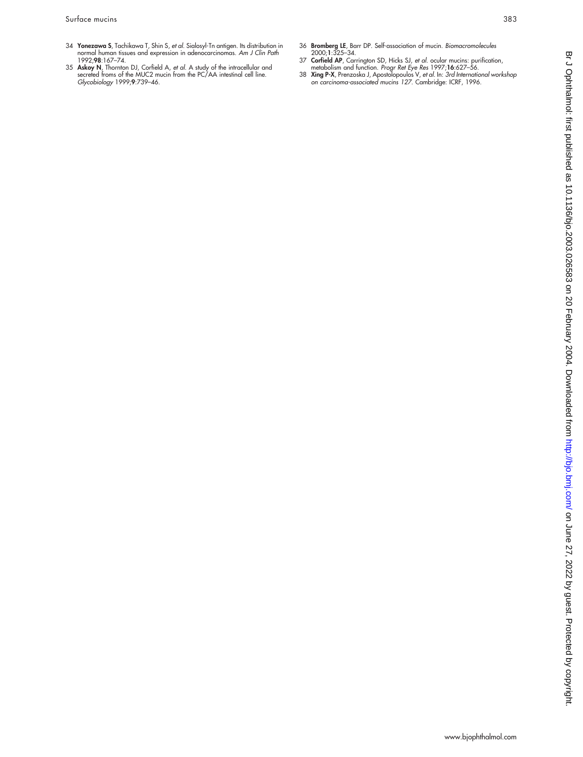34 **Yonezawa S**, Tachikawa T, Shin S, *et al*. Sialosyl-Tn antigen. Its distribution in normal human tissues and expression in adenocarcinomas. *Am J Clin Path* 1992;**98**:167–74.

35 **Askoy N**, Thornton DJ, Corfield A, *et al*. A study of the intracellular and secreted froms of the MUC2 mucin from the PC/AA intestinal cell line. *Glycobiology* 1999;**9**:739–46.

36 **Bromberg LE**, Barr DP. Self-association of mucin. *Biomacromolecules* 2000;**1**:325–34.

37 **Corfield AP**, Carrington SD, Hicks SJ, *et al*. ocular mucins: purification, metabolism and function. *Progr Ret Eye Res* 1997;**16**:627–56.

38 **Xing P-X**, Prenzoska J, Apostolopoulos V, *et al*. In: *3rd International workshop on carcinoma-associated mucins 127*. Cambridge: ICRF, 1996.